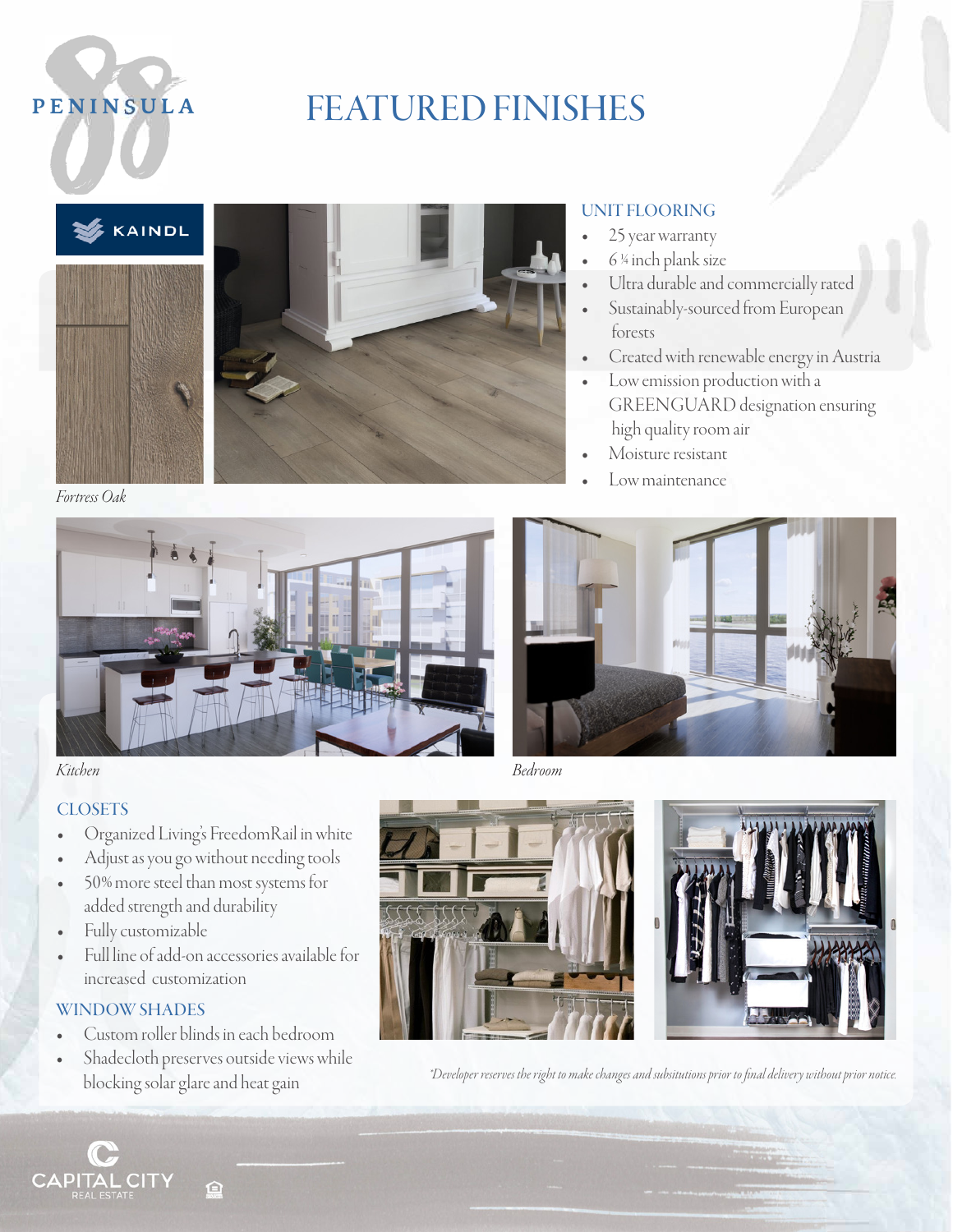PENINSULA 88

# FEATURED FINISHES

KAINDL

*Fortress Oak*

## UNIT FLOORING

- 25 year warranty
- 6 ¼ inch plank size
- Ultra durable and commercially rated
- Sustainably-sourced from European forests
- Created with renewable energy in Austria
- Low emission production with a GREENGUARD designation ensuring high quality room air
- Moisture resistant
- Low maintenance

*Kitchen*

*Bedroom*

## CLOSETS

- Organized Living's FreedomRail in white
- Adjust as you go without needing tools
- 50% more steel than most systems for added strength and durability
- Fully customizable
- Full line of add-on accessories available for increased customization

## WINDOW SHADES

- Custom roller blinds in each bedroom
- Shadecloth preserves outside views while blocking solar glare and heat gain

*Developer reserves the right to make changes and subsitutions prior to final delivery without prior notice.*

CAPITAL CITY REAL ESTATE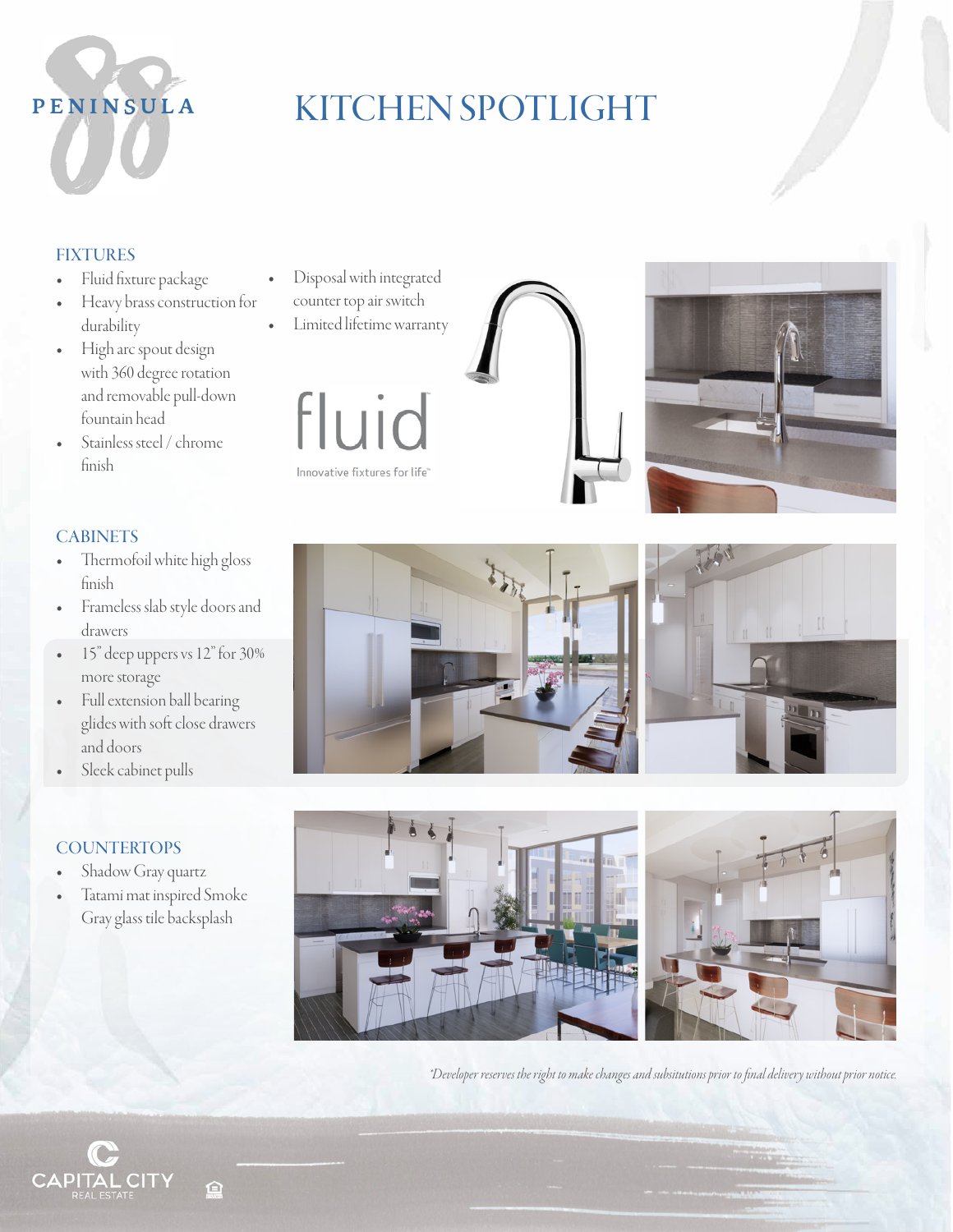# KITCHEN SPOTLIGHT

## FIXTURES

- Fluid fixture package
- Heavy brass construction for durability
- High arc spout design with 360 degree rotation and removable pull-down fountain head
- Stainless steel / chrome finish
- Disposal with integrated counter top air switch
- Limited lifetime warranty

fluid
Innovative fixtures for life™

## CABINETS

- Thermofoil white high gloss finish
- Frameless slab style doors and drawers
- 15" deep uppers vs 12" for 30% more storage
- Full extension ball bearing glides with soft close drawers and doors
- Sleek cabinet pulls

## COUNTERTOPS

- Shadow Gray quartz
- Tatami mat inspired Smoke Gray glass tile backsplash

*\*Developer reserves the right to make changes and subsitutions prior to final delivery without prior notice.*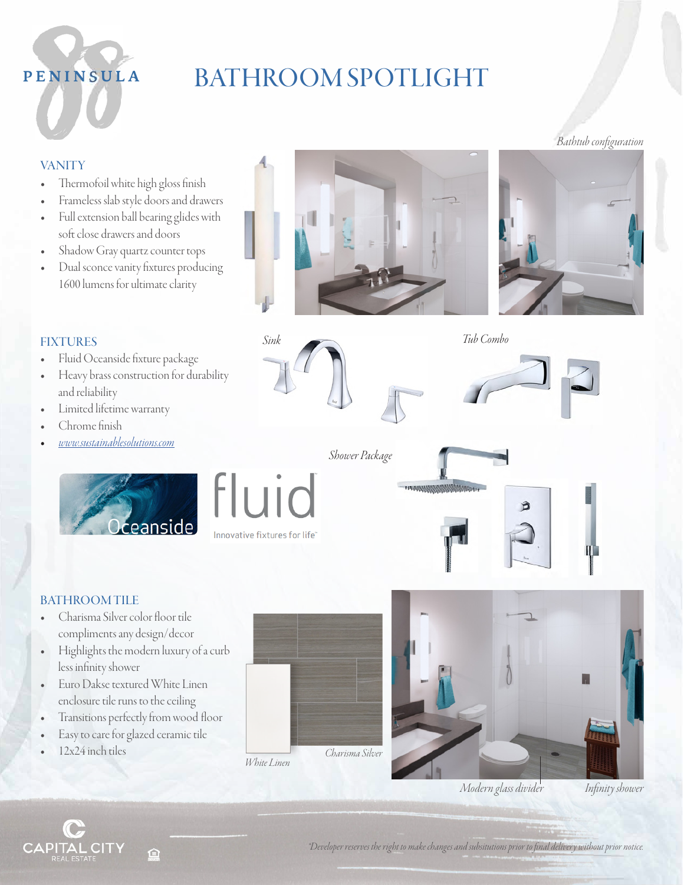# BATHROOM SPOTLIGHT

## VANITY

- Thermofoil white high gloss finish
- Frameless slab style doors and drawers
- Full extension ball bearing glides with soft close drawers and doors
- Shadow Gray quartz counter tops
- Dual sconce vanity fixtures producing 1600 lumens for ultimate clarity

*Bathtub configuration*

## FIXTURES

- Fluid Oceanside fixture package
- Heavy brass construction for durability and reliability
- Limited lifetime warranty
- Chrome finish
- *www.sustainablesolutions.com*

*Sink*

*Tub Combo*

*Shower Package*

Oceanside

fluid

Innovative fixtures for life™

## BATHROOM TILE

- Charisma Silver color floor tile compliments any design/decor
- Highlights the modern luxury of a curb less infinity shower
- Euro Dakse textured White Linen enclosure tile runs to the ceiling
- Transitions perfectly from wood floor
- Easy to care for glazed ceramic tile
- 12x24 inch tiles

*White Linen*

*Charisma Silver*

*Modern glass divider*

*Infinity shower*

*Developer reserves the right to make changes and substitutions prior to final delivery without prior notice.*